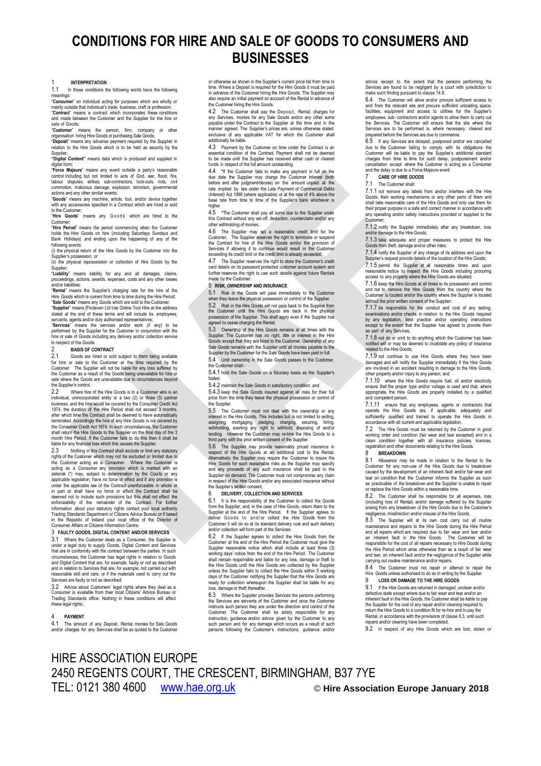# CONDITIONS FOR HIRE AND SALE OF GOODS TO CONSUMERS AND BUSINESSES

## 1 INTERPRETATION

1.1 In these conditions the following words have the following meanings:

"**Consumer**" an individual acting for purposes which are wholly or mainly outside that individual's trade, business, craft or profession;

"**Contract**" means a contract which incorporates these conditions and made between the Customer and the Supplier for the hire or sale of Goods;

"**Customer**" means the person, firm, company or other organisation hiring Hire Goods or purchasing Sale Goods;

"**Deposit**" means any advance payment required by the Supplier in relation to the Hire Goods which is to be held as security by the Supplier;

"**Digital Content**" means data which is produced and supplied in digital form;

"**Force Majeure**" means any event outside a party's reasonable control including but not limited to acts of God, war, flood, fire, labour disputes, strikes, sub-contractors, lock-outs, riots, civil commotion, malicious damage, explosion, terrorism, governmental actions and any other similar events;

"**Goods**" means any machine, article, tool, and/or device together with any accessories specified in a Contract which are hired or sold to the Customer;

"**Hire Goods**" means any Goods which are hired to the Customer;

"**Hire Period**" means the period commencing when the Customer holds the Hire Goods on hire (including Saturdays Sundays and Bank Holidays) and ending upon the happening of any of the following events:

(i) the physical return of the Hire Goods by the Customer into the Supplier's possession; or

(ii) the physical repossession or collection of Hire Goods by the Supplier;

"**Liability**" means liability for any and all damages, claims, proceedings, actions, awards, expenses, costs and any other losses and/or liabilities;

"**Rental**" means the Supplier's charging rate for the hire of the Hire Goods which is current from time to time during the Hire Period;

"**Sale Goods**" means any Goods which are sold to the Customer;

"**Supplier**" means [Findeven Ltd t/as Online Tool Hire at the address stated at the end of these terms and will include its employees, servants, agents and/or duly authorised representatives;

"**Services**" means the services and/or work (if any) to be performed by the Supplier for the Customer in conjunction with the hire or sale of Goods including any delivery and/or collection service in respect of the Goods.

## 2 BASIS OF CONTRACT

2.1 Goods are hired or sold subject to them being available for hire or sale to the Customer at the time required by the Customer. The Supplier will not be liable for any loss suffered by the Customer as a result of the Goods being unavailable for hire or sale where the Goods are unavailable due to circumstances beyond the Supplier's control.

2.2 Where hire of the Hire Goods is to a Customer who is an individual, unincorporated entity or a two (2) or three (3) partner business, and the hire would be covered by the Consumer Credit Act 1974, the duration of the Hire Period shall not exceed 3 months, after which time the Contract shall be deemed to have automatically terminated. Accordingly the hire of any Hire Goods is not covered by the Consumer Credit Act 1974. In such circumstances, the Customer shall return the Hire Goods to the Supplier on the final day of the 3 month Hire Period. If the Customer fails to do this then it shall be liable for any financial loss which this causes the Supplier.

2.3 Nothing in this Contract shall exclude or limit any statutory rights of the Customer which may not be excluded or limited due to the Customer acting as a Consumer. Where the Customer is acting as a Consumer any provision which is marked with an asterisk (*) may, subject to determination by the Courts or any applicable legislation, have no force or effect and if any provision is under the applicable law of the Contract unenforceable in whole or in part or shall have no force or effect the Contract shall be deemed not to include such provisions but this shall not effect the enforceability of the remainder of the Contract. For further information about your statutory rights contact your local authority Trading Standards Department or Citizens Advice Bureau or if based in the Republic of Ireland your local office of the Director of Consumer Affairs or Citizens Information Centre.

## 3 FAULTY GOODS, DIGITAL CONTENT AND/OR SERVICES

3.1 Where the Customer deals as a Consumer, the Supplier is under a legal duty to supply Goods, Digital Content and Services that are in conformity with the contract between the parties. In such circumstances, the Customer has legal rights in relation to Goods and Digital Content that are, for example, faulty or not as described and in relation to Services that are, for example, not carried out with reasonable skill and care, or if the materials used to carry out the Services are faulty or not as described.

3.2 Advice about Customers' legal rights where they deal as a Consumer is available from their local Citizens' Advice Bureau or Trading Standards office. Nothing in these conditions will affect these legal rights.

## 4 PAYMENT

4.1 The amount of any Deposit, Rental, monies for Sale Goods and/or charges for any Services shall be as quoted to the Customer or otherwise as shown in the Supplier's current price list from time to time. Where a Deposit is required for the Hire Goods it must be paid in advance of the Customer hiring the Hire Goods. The Supplier may also require an initial payment on account of the Rental in advance of the Customer hiring the Hire Goods.

4.2 The Customer shall pay the Deposit, Rental, charges for any Services, monies for any Sale Goods and/or any other sums payable under the Contract to the Supplier at the time and in the manner agreed. The Supplier's prices are, unless otherwise stated, exclusive of any applicable VAT for which the Customer shall additionally be liable.

4.3 Payment by the Customer on time under the Contract is an essential condition of the Contract. Payment shall not be deemed to be made until the Supplier has received either cash or cleared funds in respect of the full amount outstanding.

4.4 *If the Customer fails to make any payment in full on the due date the Supplier may charge the Customer interest (both before and after judgment/decree) on the amount unpaid at the rate implied by law under the Late Payment of Commercial Debts (Interest) Act 1998 (where applicable) or at the rate of 4% above the base rate from time to time of the Supplier's bank whichever is higher.

4.5 *The Customer shall pay all sums due to the Supplier under this Contract without any set-off, deduction, counterclaim and/or any other withholding of monies.

4.6 The Supplier may set a reasonable credit limit for the Customer. The Supplier reserves the right to terminate or suspend the Contract for hire of the Hire Goods and/or the provision of Services if allowing it to continue would result in the Customer exceeding its credit limit or the credit limit is already exceeded.

4.7 The Supplier reserves the right to store the Customer's credit card details on its password protected customer account system and further reserves the right to use such details against future Rentals made by the Customer.

## 5 RISK, OWNERSHIP AND INSURANCE

5.1 Risk in the Goods will pass immediately to the Customer when they leave the physical possession or control of the Supplier.

5.2 Risk in the Hire Goods will not pass back to the Supplier from the Customer until the Hire Goods are back in the physical possession of the Supplier. This shall apply even if the Supplier has agreed to cease charging the Rental.

5.3 Ownership of the Hire Goods remains at all times with the Supplier. The Customer has no right, title or interest in the Hire Goods except that they are hired to the Customer. Ownership of any Sale Goods remains with the Supplier until all monies payable to the Supplier by the Customer for the Sale Goods have been paid in full.

5.4 Until ownership in the Sale Goods passes to the Customer, the Customer shall:-

5.4.1 hold the Sale Goods on a fiduciary basis as the Supplier's bailee;

5.4.2 maintain the Sale Goods in satisfactory condition; and

5.4.3 keep the Sale Goods insured against all risks for their full price from the time they leave the physical possession or control of the Supplier.

5.5 The Customer must not deal with the ownership or any interest in the Hire Goods. This includes but is not limited to selling, assigning, mortgaging, pledging, charging, securing, hiring, withholding, exerting any right to withhold, disposing of and/or lending. However the Customer may re-hire the Hire Goods to a third party with the prior written consent of the Supplier.

5.6 The Supplier may provide reasonably priced insurance in respect of the Hire Goods at an additional cost to the Rental. Alternatively the Supplier may require the Customer to insure the Hire Goods for such reasonable risks as the Supplier may specify and any proceeds of any such insurance shall be paid to the Supplier on demand. The Customer must not compromise any claim in respect of the Hire Goods and/or any associated insurance without the Supplier's written consent.

## 6 DELIVERY, COLLECTION AND SERVICES

6.1 It is the responsibility of the Customer to collect the Goods from the Supplier, and, in the case of Hire Goods, return them to the Supplier at the end of the Hire Period. If the Supplier agrees to deliver Goods to and/or collect the Hire Goods from the Customer it will do so at its standard delivery cost and such delivery and/or collection will form part of the Services.

6.2 If the Supplier agrees to collect the Hire Goods from the Customer at the end of the Hire Period the Customer must give the Supplier reasonable notice which shall include at least three (3) working days' notice from the end of the Hire Period. The Customer shall remain responsible and liable for any loss, damage or theft to the Hire Goods until the Hire Goods are collected by the Supplier unless the Supplier fails to collect the Hire Goods within 5 working days of the Customer notifying the Supplier that the Hire Goods are ready for collection whereupon the Supplier shall be liable for any loss, damage or theft thereafter.

6.3 Where the Supplier provides Services the persons performing the Services are servants of the Customer and once the Customer instructs such person they are under the direction and control of the Customer. The Customer shall be solely responsible for any instruction, guidance and/or advice given by the Customer to any such person and for any damage which occurs as a result of such persons following the Customer's instructions, guidance and/or advice except to the extent that the persons performing the Services are found to be negligent by a court with jurisdiction to make such finding pursuant to clause 14.8.

6.4 The Customer will allow and/or procure sufficient access to and from the relevant site and procure sufficient unloading space, facilities, equipment and access to utilities for the Supplier's employees, sub- contractors and/or agents to allow them to carry out the Services. The Customer will ensure that the site where the Services are to be performed is, where necessary, cleared and prepared before the Services are due to commence.

6.5 If any Services are delayed, postponed and/or are cancelled due to the Customer failing to comply with its obligations the Customer will be liable to pay the Supplier's additional standard charges from time to time for such delay, postponement and/or cancellation except where the Customer is acting as a Consumer and the delay is due to a Force Majeure event.

## 7 CARE OF HIRE GOODS

7.1 The Customer shall:

7.1.1 not remove any labels from and/or interfere with the Hire Goods, their working mechanisms or any other parts of them and shall take reasonable care of the Hire Goods and only use them for their proper purpose in a safe and correct manner in accordance with any operation and/or safety instructions provided or supplied to the Customer;

7.1.2 notify the Supplier immediately after any breakdown, loss and/or damage to the Hire Goods;

7.1.3 take adequate and proper measures to protect the Hire Goods from theft, damage and/or other risks;

7.1.4 notify the Supplier of any change of its address and upon the Supplier's request provide details of the location of the Hire Goods;

7.1.5 permit the Supplier at all reasonable times and upon reasonable notice to inspect the Hire Goods including procuring access to any property where the Hire Goods are situated;

7.1.6 keep the Hire Goods at all times in its possession and control and not to remove the Hire Goods from the country where the Customer is located and/or the country where the Supplier is located without the prior written consent of the Supplier;

7.1.7 be responsible for the conduct and cost of any testing, examinations and/or checks in relation to the Hire Goods required by any legislation, best practice and/or operating instructions except to the extent that the Supplier has agreed to provide them as part of any Services;

7.1.8 not do or omit to do anything which the Customer has been notified will or may be deemed to invalidate any policy of insurance related to the Hire Goods;

7.1.9 not continue to use Hire Goods where they have been damaged and will notify the Supplier immediately if the Hire Goods are involved in an accident resulting in damage to the Hire Goods, other property and/or injury to any person; and

7.1.10 where the Hire Goods require fuel, oil and/or electricity ensure that the proper type and/or voltage is used and that, where appropriate, the Hire Goods are properly installed by a qualified and competent person.

7.1.11 ensure that any employees, agents or contractors that operate the Hire Goods are, if applicable, adequately and sufficiently qualified and trained to operate the Hire Goods in accordance with all current and applicable legislation.

7.2 The Hire Goods must be returned by the Customer in good working order and condition (fair wear and tear excepted) and in a clean condition together with all insurance policies, licences, registration and other documents relating to the Hire Goods.

## 8 BREAKDOWN

8.1 Allowance may be made in relation to the Rental to the Customer for any non-use of the Hire Goods due to breakdown caused by the development of an inherent fault and/or fair wear and tear on condition that the Customer informs the Supplier as soon as practicable of the breakdown and the Supplier is unable to repair or replace the Hire Goods within a reasonable time.

8.2 The Customer shall be responsible for all expenses, loss (including loss of Rental) and/or damage suffered by the Supplier arising from any breakdown of the Hire Goods due to the Customer's negligence, misdirection and/or misuse of the Hire Goods.

8.3 The Supplier will at its own cost carry out all routine maintenance and repairs to the Hire Goods during the Hire Period and all repairs which are required due to fair wear and tear and/or an inherent fault in the Hire Goods. The Customer will be responsible for the cost of all repairs necessary to Hire Goods during the Hire Period which arise otherwise than as a result of fair wear and tear, an inherent fault and/or the negligence of the Supplier while carrying out routine maintenance and/or repairs.

8.4 The Customer must not repair or attempt to repair the Hire Goods unless authorised to do so in writing by the Supplier.

## 9 LOSS OR DAMAGE TO THE HIRE GOODS

9.1 If the Hire Goods are returned in damaged, unclean and/or defective state except where due to fair wear and tear and/or an inherent fault in the Hire Goods, the Customer shall be liable to pay the Supplier for the cost of any repair and/or cleaning required to return the Hire Goods to a condition fit for re-hire and to pay the Rental, in accordance with the provisions of clause 8.3, until such repairs and/or cleaning have been completed.

9.2 In respect of any Hire Goods which are lost, stolen or

HIRE ASSOCIATION EUROPE
2450 REGENTS COURT, THE CRESCENT, BIRMINGHAM, B37 7YE
TEL: 0121 380 4600 www.hae.org.uk © **Hire Association Europe January 2018**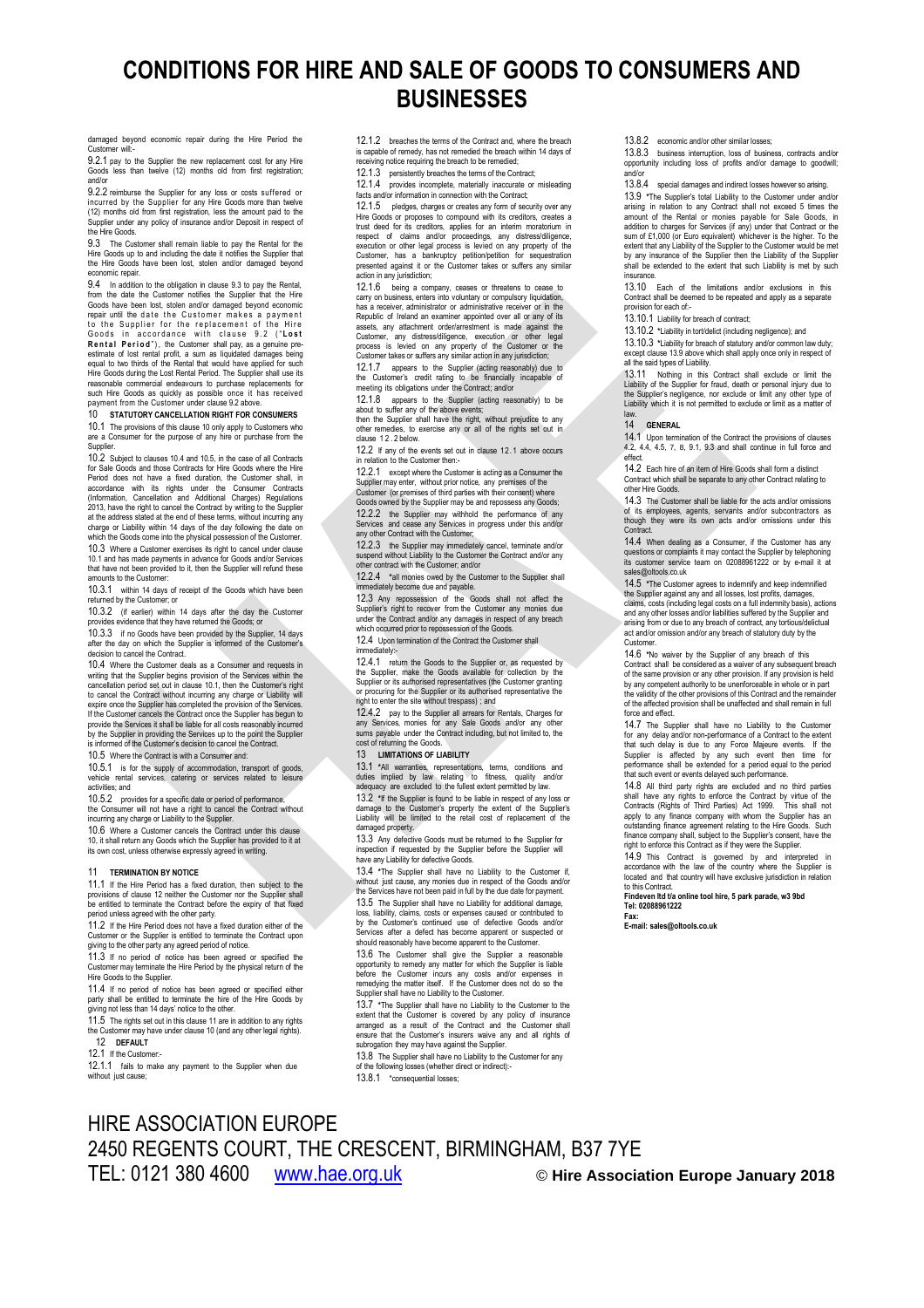# CONDITIONS FOR HIRE AND SALE OF GOODS TO CONSUMERS AND BUSINESSES

damaged beyond economic repair during the Hire Period the Customer will:-

9.2.1 pay to the Supplier the new replacement cost for any Hire Goods less than twelve (12) months old from first registration; and/or

9.2.2 reimburse the Supplier for any loss or costs suffered or incurred by the Supplier for any Hire Goods more than twelve (12) months old from first registration, less the amount paid to the Supplier under any policy of insurance and/or Deposit in respect of the Hire Goods.

9.3 The Customer shall remain liable to pay the Rental for the Hire Goods up to and including the date it notifies the Supplier that the Hire Goods have been lost, stolen and/or damaged beyond economic repair.

9.4 In addition to the obligation in clause 9.3 to pay the Rental, from the date the Customer notifies the Supplier that the Hire Goods have been lost, stolen and/or damaged beyond economic repair until the date the Customer makes a payment to the Supplier for the replacement of the Hire Goods in accordance with clause 9.2 ("**Lost Rental Period**"), the Customer shall pay, as a genuine pre-estimate of lost rental profit, a sum as liquidated damages being equal to two thirds of the Rental that would have applied for such Hire Goods during the Lost Rental Period. The Supplier shall use its reasonable commercial endeavours to purchase replacements for such Hire Goods as quickly as possible once it has received payment from the Customer under clause 9.2 above.

## 10 STATUTORY CANCELLATION RIGHT FOR CONSUMERS

10.1 The provisions of this clause 10 only apply to Customers who are a Consumer for the purpose of any hire or purchase from the Supplier.

10.2 Subject to clauses 10.4 and 10.5, in the case of all Contracts for Sale Goods and those Contracts for Hire Goods where the Hire Period does not have a fixed duration, the Customer shall, in accordance with its rights under the Consumer Contracts (Information, Cancellation and Additional Charges) Regulations 2013, have the right to cancel the Contract by writing to the Supplier at the address stated at the end of these terms, without incurring any charge or Liability within 14 days of the day following the date on which the Goods come into the physical possession of the Customer.

10.3 Where a Customer exercises its right to cancel under clause 10.1 and has made payments in advance for Goods and/or Services that have not been provided to it, then the Supplier will refund these amounts to the Customer:

10.3.1 within 14 days of receipt of the Goods which have been returned by the Customer; or

10.3.2 (if earlier) within 14 days after the day the Customer provides evidence that they have returned the Goods; or

10.3.3 if no Goods have been provided by the Supplier, 14 days after the day on which the Supplier is informed of the Customer's decision to cancel the Contract.

10.4 Where the Customer deals as a Consumer and requests in writing that the Supplier begins provision of the Services within the cancellation period set out in clause 10.1, then the Customer's right to cancel the Contract without incurring any charge or Liability will expire once the Supplier has completed the provision of the Services. If the Customer cancels the Contract once the Supplier has begun to provide the Services it shall be liable for all costs reasonably incurred by the Supplier in providing the Services up to the point the Supplier is informed of the Customer's decision to cancel the Contract.

10.5 Where the Contract is with a Consumer and:

10.5.1 is for the supply of accommodation, transport of goods, vehicle rental services, catering or services related to leisure activities; and

10.5.2 provides for a specific date or period of performance,

the Customer will not have a right to cancel the Contract without incurring any charge or Liability to the Supplier.

10.6 Where a Customer cancels the Contract under this clause 10, it shall return any Goods which the Supplier has provided to it at its own cost, unless otherwise expressly agreed in writing.

## 11 TERMINATION BY NOTICE

11.1 If the Hire Period has a fixed duration, then subject to the provisions of clause 12 neither the Customer nor the Supplier shall be entitled to terminate the Contract before the expiry of that fixed period unless agreed with the other party.

11.2 If the Hire Period does not have a fixed duration either of the Customer or the Supplier is entitled to terminate the Contract upon giving to the other party any agreed period of notice.

11.3 If no period of notice has been agreed or specified the Customer may terminate the Hire Period by the physical return of the Hire Goods to the Supplier.

11.4 If no period of notice has been agreed or specified either party shall be entitled to terminate the hire of the Hire Goods by giving not less than 14 days' notice to the other.

11.5 The rights set out in this clause 11 are in addition to any rights the Customer may have under clause 10 (and any other legal rights).

## 12 DEFAULT

12.1 If the Customer:-

12.1.1 fails to make any payment to the Supplier when due without just cause;

12.1.2 breaches the terms of the Contract and, where the breach is capable of remedy, has not remedied the breach within 14 days of receiving notice requiring the breach to be remedied;

12.1.3 persistently breaches the terms of the Contract;

12.1.4 provides incomplete, materially inaccurate or misleading facts and/or information in connection with the Contract;

12.1.5 pledges, charges or creates any form of security over any Hire Goods or proposes to compound with its creditors, creates a trust deed for its creditors, applies for an interim moratorium in respect of claims and/or proceedings, any distress/diligence, execution or other legal process is levied on any property of the Customer, has a bankruptcy petition/petition for sequestration presented against it or the Customer takes or suffers any similar action in any jurisdiction;

12.1.6 being a company, ceases or threatens to cease to carry on business, enters into voluntary or compulsory liquidation, has a receiver, administrator or administrative receiver or in the Republic of Ireland an examiner appointed over all or any of its assets, any attachment order/arrestment is made against the Customer, any distress/diligence, execution or other legal process is levied on any property of the Customer or the Customer takes or suffers any similar action in any jurisdiction;

12.1.7 appears to the Supplier (acting reasonably) due to the Customer's credit rating to be financially incapable of meeting its obligations under the Contract; and/or

12.1.8 appears to the Supplier (acting reasonably) to be about to suffer any of the above events;

then the Supplier shall have the right, without prejudice to any other remedies, to exercise any or all of the rights set out in clause 12.2 below.

12.2 If any of the events set out in clause 12.1 above occurs in relation to the Customer then:-

12.2.1 except where the Customer is acting as a Consumer the Supplier may enter, without prior notice, any premises of the Customer (or premises of third parties with their consent) where Goods owned by the Supplier may be and repossess any Goods;

12.2.2 the Supplier may withhold the performance of any Services and cease any Services in progress under this and/or any other Contract with the Customer;

12.2.3 the Supplier may immediately cancel, terminate and/or suspend without Liability to the Customer the Contract and/or any other contract with the Customer; and/or

12.2.4 *all monies owed by the Customer to the Supplier shall immediately become due and payable.

12.3 Any repossession of the Goods shall not affect the Supplier's right to recover from the Customer any monies due under the Contract and/or any damages in respect of any breach which occurred prior to repossession of the Goods.

12.4 Upon termination of the Contract the Customer shall immediately:-

12.4.1 return the Goods to the Supplier or, as requested by the Supplier, make the Goods available for collection by the Supplier or its authorised representatives (the Customer granting or procuring for the Supplier or its authorised representative the right to enter the site without trespass) ; and

12.4.2 pay to the Supplier all arrears for Rentals, Charges for any Services, monies for any Sale Goods and/or any other sums payable under the Contract including, but not limited to, the cost of returning the Goods.

## 13 LIMITATIONS OF LIABILITY

13.1 *All warranties, representations, terms, conditions and duties implied by law relating to fitness, quality and/or adequacy are excluded to the fullest extent permitted by law.

13.2 *If the Supplier is found to be liable in respect of any loss or damage to the Customer's property the extent of the Supplier's Liability will be limited to the retail cost of replacement of the damaged property.

13.3 Any defective Goods must be returned to the Supplier for inspection if requested by the Supplier before the Supplier will have any Liability for defective Goods.

13.4 *The Supplier shall have no Liability to the Customer if, without just cause, any monies due in respect of the Goods and/or the Services have not been paid in full by the due date for payment.

13.5 The Supplier shall have no Liability for additional damage, loss, liability, claims, costs or expenses caused or contributed to by the Customer's continued use of defective Goods and/or Services after a defect has become apparent or suspected or should reasonably have become apparent to the Customer.

13.6 The Customer shall give the Supplier a reasonable opportunity to remedy any matter for which the Supplier is liable before the Customer incurs any costs and/or expenses in remedying the matter itself. If the Customer does not do so the Supplier shall have no Liability to the Customer.

13.7 *The Supplier shall have no Liability to the Customer to the extent that the Customer is covered by any policy of insurance arranged as a result of the Contract and the Customer shall ensure that the Customer's insurers waive any and all rights of subrogation they may have against the Supplier.

13.8 The Supplier shall have no Liability to the Customer for any of the following losses (whether direct or indirect):-

13.8.1 *consequential losses;

13.8.2 economic and/or other similar losses;

13.8.3 business interruption, loss of business, contracts and/or opportunity including loss of profits and/or damage to goodwill; and/or

13.8.4 special damages and indirect losses however so arising.

13.9 *The Supplier's total Liability to the Customer under and/or arising in relation to any Contract shall not exceed 5 times the amount of the Rental or monies payable for Sale Goods, in addition to charges for Services (if any) under that Contract or the sum of £1,000 (or Euro equivalent) whichever is the higher. To the extent that any Liability of the Supplier to the Customer would be met by any insurance of the Supplier then the Liability of the Supplier shall be extended to the extent that such Liability is met by such insurance.

13.10 Each of the limitations and/or exclusions in this Contract shall be deemed to be repeated and apply as a separate provision for each of:-

13.10.1 Liability for breach of contract;

13.10.2 *Liability in tort/delict (including negligence); and

13.10.3 *Liability for breach of statutory and/or common law duty; except clause 13.9 above which shall apply once only in respect of all the said types of Liability.

13.11 Nothing in this Contract shall exclude or limit the Liability of the Supplier for fraud, death or personal injury due to the Supplier's negligence, nor exclude or limit any other type of Liability which it is not permitted to exclude or limit as a matter of law.

## 14 GENERAL

14.1 Upon termination of the Contract the provisions of clauses 4.2, 4.4, 4.5, 7, 8, 9.1, 9.3 and shall continue in full force and effect.

14.2 Each hire of an item of Hire Goods shall form a distinct Contract which shall be separate to any other Contract relating to other Hire Goods.

14.3 The Customer shall be liable for the acts and/or omissions of its employees, agents, servants and/or subcontractors as though they were its own acts and/or omissions under this Contract.

14.4 When dealing as a Consumer, if the Customer has any questions or complaints it may contact the Supplier by telephoning its customer service team on 02088961222 or by e-mail it at sales@oltools.co.uk

14.5 *The Customer agrees to indemnify and keep indemnified the Supplier against any and all losses, lost profits, damages, claims, costs (including legal costs on a full indemnity basis), actions and any other losses and/or liabilities suffered by the Supplier and arising from or due to any breach of contract, any tortious/delictual act and/or omission and/or any breach of statutory duty by the Customer.

14.6 *No waiver by the Supplier of any breach of this Contract shall be considered as a waiver of any subsequent breach of the same provision or any other provision. If any provision is held by any competent authority to be unenforceable in whole or in part the validity of the other provisions of this Contract and the remainder of the affected provision shall be unaffected and shall remain in full force and effect.

14.7 The Supplier shall have no Liability to the Customer for any delay and/or non-performance of a Contract to the extent that such delay is due to any Force Majeure events. If the Supplier is affected by any such event then time for performance shall be extended for a period equal to the period that such event or events delayed such performance.

14.8 All third party rights are excluded and no third parties shall have any rights to enforce the Contract by virtue of the Contracts (Rights of Third Parties) Act 1999. This shall not apply to any finance company with whom the Supplier has an outstanding finance agreement relating to the Hire Goods. Such finance company shall, subject to the Supplier's consent, have the right to enforce this Contract as if they were the Supplier.

14.9 This Contract is governed by and interpreted in accordance with the law of the country where the Supplier is located and that country will have exclusive jurisdiction in relation to this Contract.

**Findeven ltd t/a online tool hire, 5 park parade, w3 9bd**
**Tel: 02088961222**
**Fax:**
**E-mail: sales@oltools.co.uk**

HIRE ASSOCIATION EUROPE
2450 REGENTS COURT, THE CRESCENT, BIRMINGHAM, B37 7YE
TEL: 0121 380 4600 www.hae.org.uk © **Hire Association Europe January 2018**